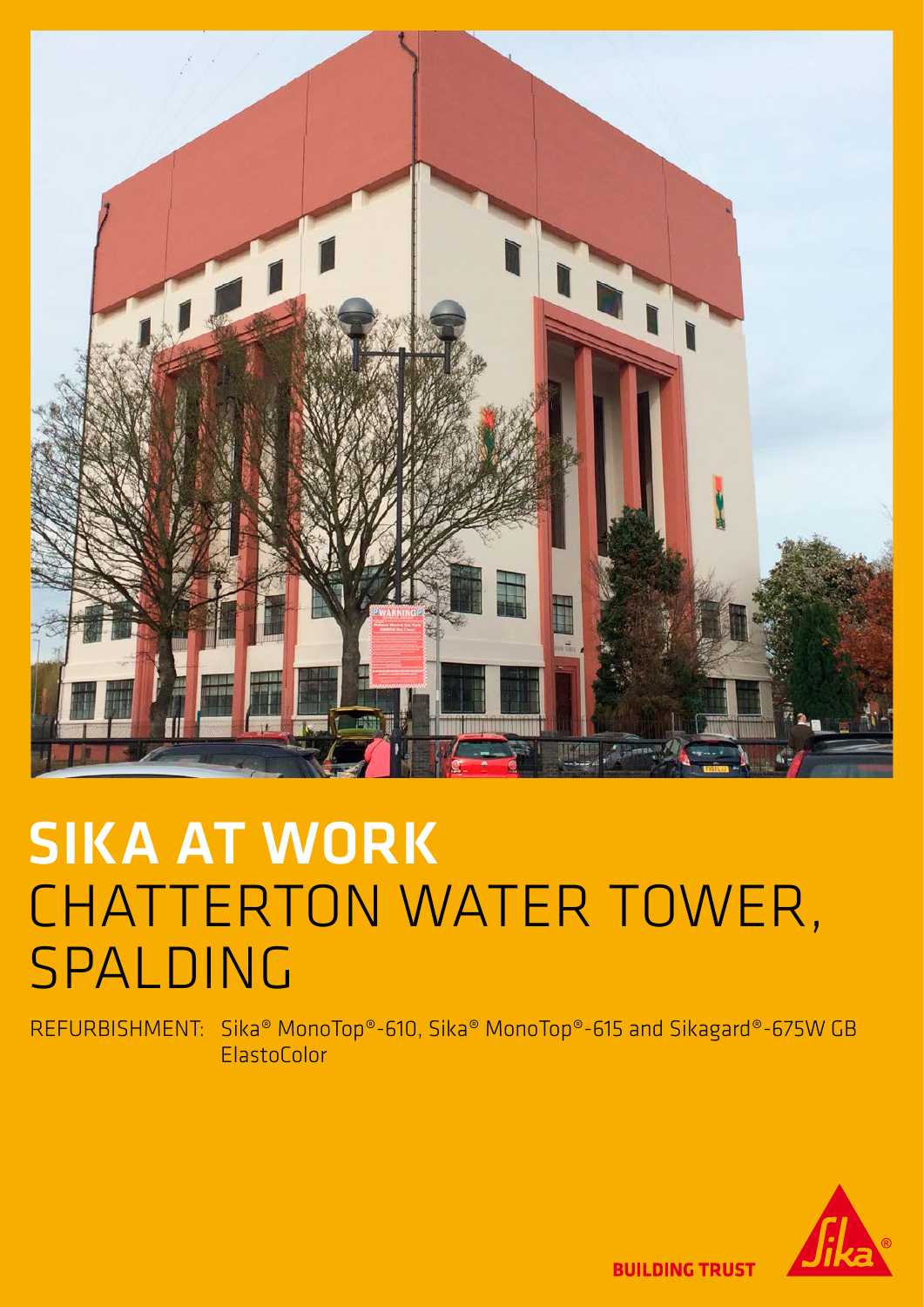# SIKA AT WORK
# CHATTERTON WATER TOWER, SPALDING

REFURBISHMENT: Sika® MonoTop®-610, Sika® MonoTop®-615 and Sikagard®-675W GB ElastoColor

BUILDING TRUST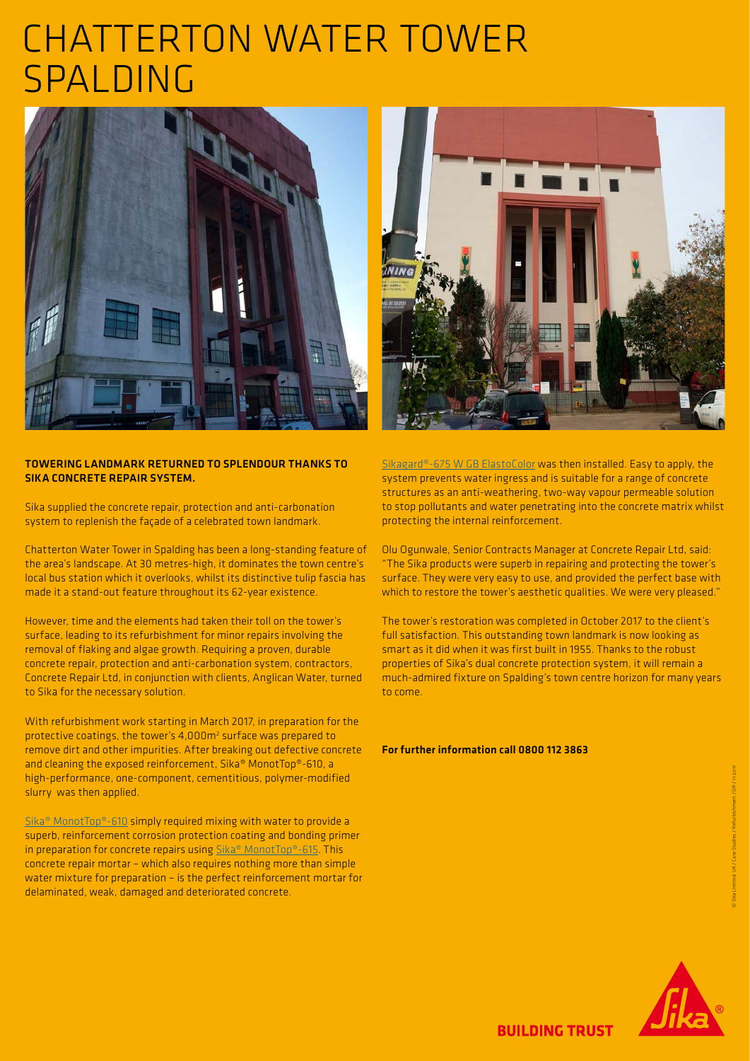# CHATTERTON WATER TOWER SPALDING

**TOWERING LANDMARK RETURNED TO SPLENDOUR THANKS TO SIKA CONCRETE REPAIR SYSTEM.**

Sika supplied the concrete repair, protection and anti-carbonation system to replenish the façade of a celebrated town landmark.

Chatterton Water Tower in Spalding has been a long-standing feature of the area's landscape. At 30 metres-high, it dominates the town centre's local bus station which it overlooks, whilst its distinctive tulip fascia has made it a stand-out feature throughout its 62-year existence.

However, time and the elements had taken their toll on the tower's surface, leading to its refurbishment for minor repairs involving the removal of flaking and algae growth. Requiring a proven, durable concrete repair, protection and anti-carbonation system, contractors, Concrete Repair Ltd, in conjunction with clients, Anglican Water, turned to Sika for the necessary solution.

With refurbishment work starting in March 2017, in preparation for the protective coatings, the tower's 4,000m² surface was prepared to remove dirt and other impurities. After breaking out defective concrete and cleaning the exposed reinforcement, Sika® MonotTop®-610, a high-performance, one-component, cementitious, polymer-modified slurry was then applied.

Sika® MonotTop®-610 simply required mixing with water to provide a superb, reinforcement corrosion protection coating and bonding primer in preparation for concrete repairs using Sika® MonotTop®-615. This concrete repair mortar – which also requires nothing more than simple water mixture for preparation – is the perfect reinforcement mortar for delaminated, weak, damaged and deteriorated concrete.

Sikagard®-675 W GB ElastoColor was then installed. Easy to apply, the system prevents water ingress and is suitable for a range of concrete structures as an anti-weathering, two-way vapour permeable solution to stop pollutants and water penetrating into the concrete matrix whilst protecting the internal reinforcement.

Olu Ogunwale, Senior Contracts Manager at Concrete Repair Ltd, said: "The Sika products were superb in repairing and protecting the tower's surface. They were very easy to use, and provided the perfect base with which to restore the tower's aesthetic qualities. We were very pleased."

The tower's restoration was completed in October 2017 to the client's full satisfaction. This outstanding town landmark is now looking as smart as it did when it was first built in 1955. Thanks to the robust properties of Sika's dual concrete protection system, it will remain a much-admired fixture on Spalding's town centre horizon for many years to come.

**For further information call 0800 112 3863**

BUILDING TRUST